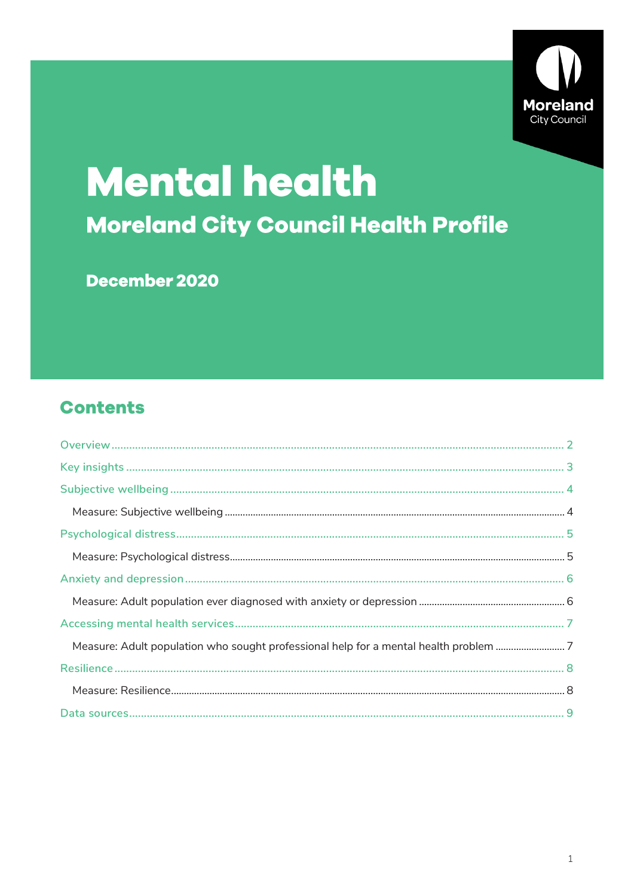Moreland
City Council

# Mental health

## Moreland City Council Health Profile

**December 2020**

## Contents

Overview ........ 2

Key insights ........ 3

Subjective wellbeing ........ 4

- Measure: Subjective wellbeing ........ 4

Psychological distress ........ 5

- Measure: Psychological distress ........ 5

Anxiety and depression ........ 6

- Measure: Adult population ever diagnosed with anxiety or depression ........ 6

Accessing mental health services ........ 7

- Measure: Adult population who sought professional help for a mental health problem ........ 7

Resilience ........ 8

- Measure: Resilience ........ 8

Data sources ........ 9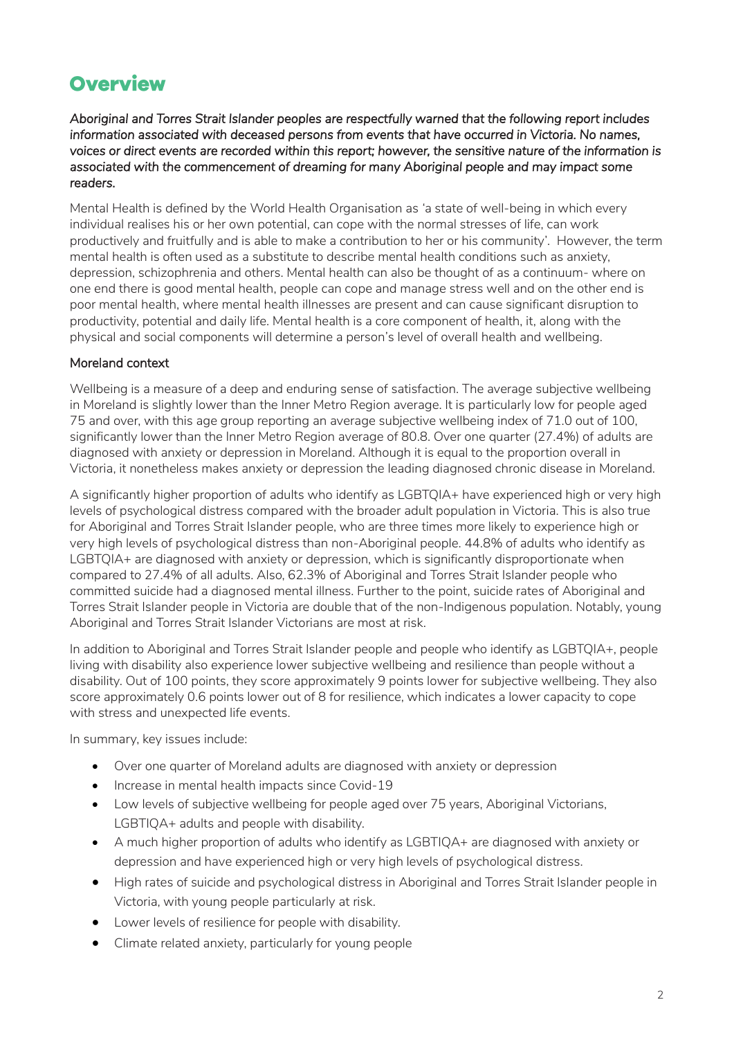# Overview

*Aboriginal and Torres Strait Islander peoples are respectfully warned that the following report includes information associated with deceased persons from events that have occurred in Victoria. No names, voices or direct events are recorded within this report; however, the sensitive nature of the information is associated with the commencement of dreaming for many Aboriginal people and may impact some readers.*

Mental Health is defined by the World Health Organisation as 'a state of well-being in which every individual realises his or her own potential, can cope with the normal stresses of life, can work productively and fruitfully and is able to make a contribution to her or his community'. However, the term mental health is often used as a substitute to describe mental health conditions such as anxiety, depression, schizophrenia and others. Mental health can also be thought of as a continuum- where on one end there is good mental health, people can cope and manage stress well and on the other end is poor mental health, where mental health illnesses are present and can cause significant disruption to productivity, potential and daily life. Mental health is a core component of health, it, along with the physical and social components will determine a person's level of overall health and wellbeing.

## Moreland context

Wellbeing is a measure of a deep and enduring sense of satisfaction. The average subjective wellbeing in Moreland is slightly lower than the Inner Metro Region average. It is particularly low for people aged 75 and over, with this age group reporting an average subjective wellbeing index of 71.0 out of 100, significantly lower than the Inner Metro Region average of 80.8. Over one quarter (27.4%) of adults are diagnosed with anxiety or depression in Moreland. Although it is equal to the proportion overall in Victoria, it nonetheless makes anxiety or depression the leading diagnosed chronic disease in Moreland.

A significantly higher proportion of adults who identify as LGBTQIA+ have experienced high or very high levels of psychological distress compared with the broader adult population in Victoria. This is also true for Aboriginal and Torres Strait Islander people, who are three times more likely to experience high or very high levels of psychological distress than non-Aboriginal people. 44.8% of adults who identify as LGBTQIA+ are diagnosed with anxiety or depression, which is significantly disproportionate when compared to 27.4% of all adults. Also, 62.3% of Aboriginal and Torres Strait Islander people who committed suicide had a diagnosed mental illness. Further to the point, suicide rates of Aboriginal and Torres Strait Islander people in Victoria are double that of the non-Indigenous population. Notably, young Aboriginal and Torres Strait Islander Victorians are most at risk.

In addition to Aboriginal and Torres Strait Islander people and people who identify as LGBTQIA+, people living with disability also experience lower subjective wellbeing and resilience than people without a disability. Out of 100 points, they score approximately 9 points lower for subjective wellbeing. They also score approximately 0.6 points lower out of 8 for resilience, which indicates a lower capacity to cope with stress and unexpected life events.

In summary, key issues include:

- Over one quarter of Moreland adults are diagnosed with anxiety or depression
- Increase in mental health impacts since Covid-19
- Low levels of subjective wellbeing for people aged over 75 years, Aboriginal Victorians, LGBTIQA+ adults and people with disability.
- A much higher proportion of adults who identify as LGBTIQA+ are diagnosed with anxiety or depression and have experienced high or very high levels of psychological distress.
- High rates of suicide and psychological distress in Aboriginal and Torres Strait Islander people in Victoria, with young people particularly at risk.
- Lower levels of resilience for people with disability.
- Climate related anxiety, particularly for young people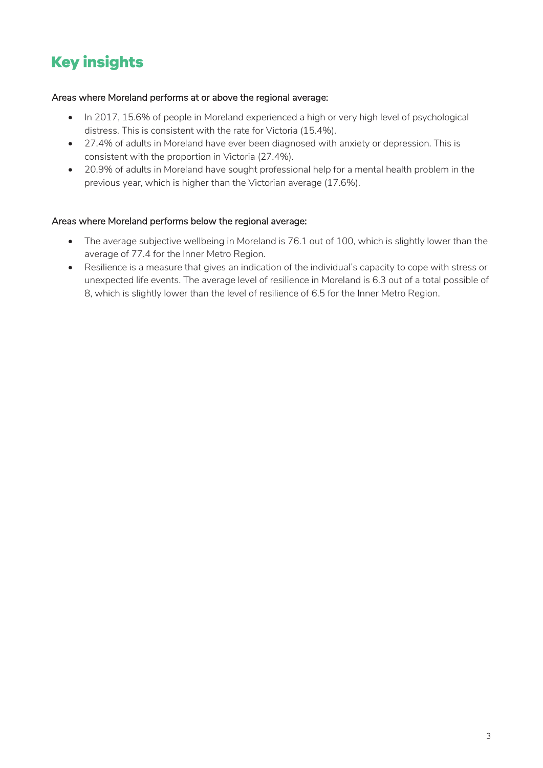# Key insights

Areas where Moreland performs at or above the regional average:

- In 2017, 15.6% of people in Moreland experienced a high or very high level of psychological distress. This is consistent with the rate for Victoria (15.4%).
- 27.4% of adults in Moreland have ever been diagnosed with anxiety or depression. This is consistent with the proportion in Victoria (27.4%).
- 20.9% of adults in Moreland have sought professional help for a mental health problem in the previous year, which is higher than the Victorian average (17.6%).

Areas where Moreland performs below the regional average:

- The average subjective wellbeing in Moreland is 76.1 out of 100, which is slightly lower than the average of 77.4 for the Inner Metro Region.
- Resilience is a measure that gives an indication of the individual's capacity to cope with stress or unexpected life events. The average level of resilience in Moreland is 6.3 out of a total possible of 8, which is slightly lower than the level of resilience of 6.5 for the Inner Metro Region.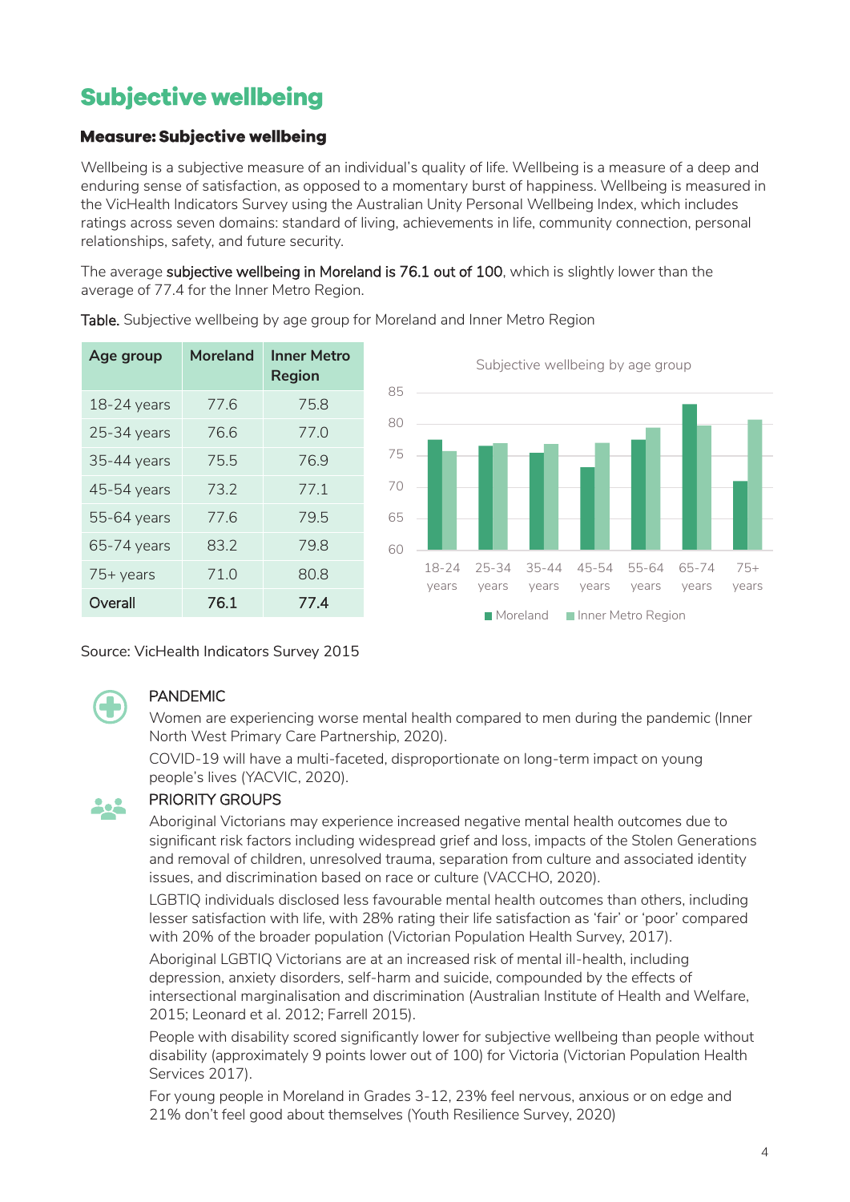# Subjective wellbeing

### Measure: Subjective wellbeing

Wellbeing is a subjective measure of an individual's quality of life. Wellbeing is a measure of a deep and enduring sense of satisfaction, as opposed to a momentary burst of happiness. Wellbeing is measured in the VicHealth Indicators Survey using the Australian Unity Personal Wellbeing Index, which includes ratings across seven domains: standard of living, achievements in life, community connection, personal relationships, safety, and future security.

The average **subjective wellbeing in Moreland is 76.1 out of 100**, which is slightly lower than the average of 77.4 for the Inner Metro Region.

**Table.** Subjective wellbeing by age group for Moreland and Inner Metro Region

| Age group | Moreland | Inner Metro Region |
|---|---|---|
| 18-24 years | 77.6 | 75.8 |
| 25-34 years | 76.6 | 77.0 |
| 35-44 years | 75.5 | 76.9 |
| 45-54 years | 73.2 | 77.1 |
| 55-64 years | 77.6 | 79.5 |
| 65-74 years | 83.2 | 79.8 |
| 75+ years | 71.0 | 80.8 |
| **Overall** | **76.1** | **77.4** |

Subjective wellbeing by age group

85
80
75
70
65
60

18-24 years
25-34 years
35-44 years
45-54 years
55-64 years
65-74 years
75+ years

Moreland
Inner Metro Region

Source: VicHealth Indicators Survey 2015

PANDEMIC

Women are experiencing worse mental health compared to men during the pandemic (Inner North West Primary Care Partnership, 2020).

COVID-19 will have a multi-faceted, disproportionate on long-term impact on young people's lives (YACVIC, 2020).

PRIORITY GROUPS

Aboriginal Victorians may experience increased negative mental health outcomes due to significant risk factors including widespread grief and loss, impacts of the Stolen Generations and removal of children, unresolved trauma, separation from culture and associated identity issues, and discrimination based on race or culture (VACCHO, 2020).

LGBTIQ individuals disclosed less favourable mental health outcomes than others, including lesser satisfaction with life, with 28% rating their life satisfaction as 'fair' or 'poor' compared with 20% of the broader population (Victorian Population Health Survey, 2017).

Aboriginal LGBTIQ Victorians are at an increased risk of mental ill-health, including depression, anxiety disorders, self-harm and suicide, compounded by the effects of intersectional marginalisation and discrimination (Australian Institute of Health and Welfare, 2015; Leonard et al. 2012; Farrell 2015).

People with disability scored significantly lower for subjective wellbeing than people without disability (approximately 9 points lower out of 100) for Victoria (Victorian Population Health Services 2017).

For young people in Moreland in Grades 3-12, 23% feel nervous, anxious or on edge and 21% don't feel good about themselves (Youth Resilience Survey, 2020)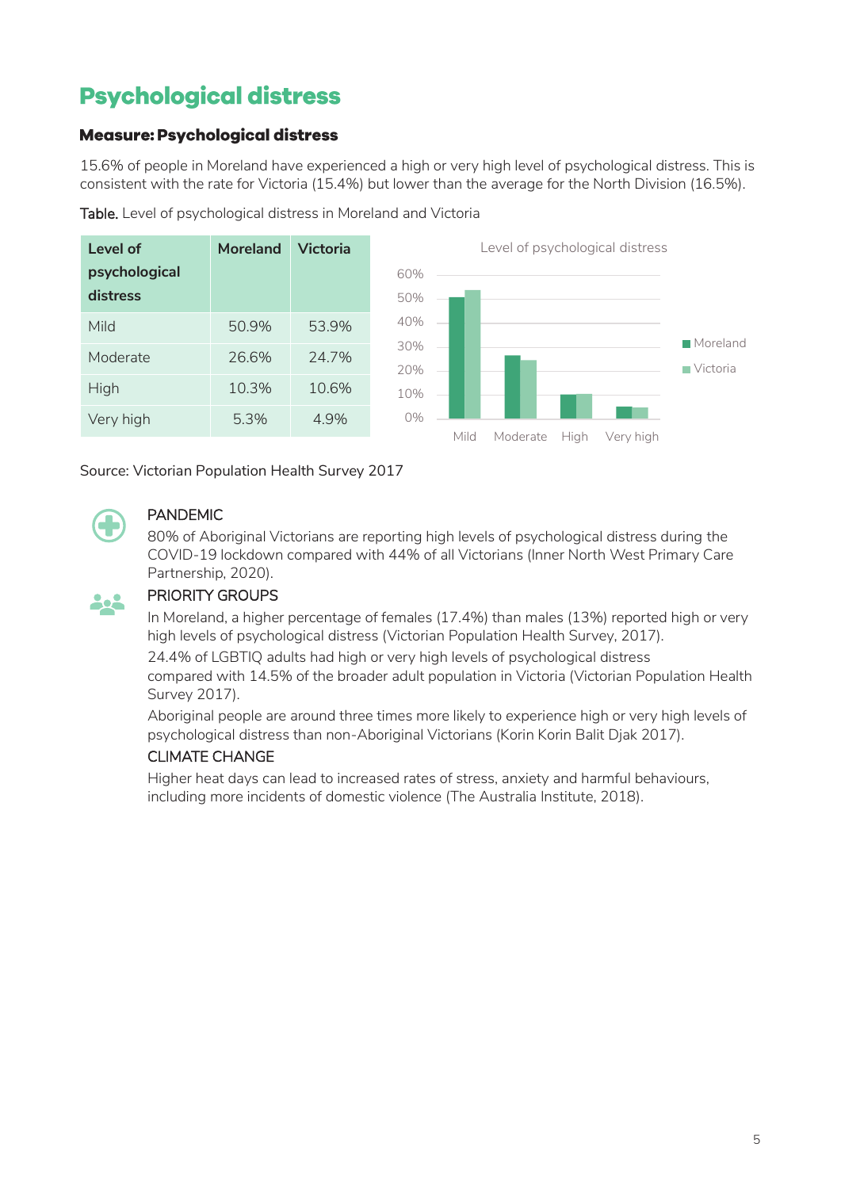# Psychological distress

### Measure: Psychological distress

15.6% of people in Moreland have experienced a high or very high level of psychological distress. This is consistent with the rate for Victoria (15.4%) but lower than the average for the North Division (16.5%).

Table. Level of psychological distress in Moreland and Victoria

| Level of psychological distress | Moreland | Victoria |
|---|---|---|
| Mild | 50.9% | 53.9% |
| Moderate | 26.6% | 24.7% |
| High | 10.3% | 10.6% |
| Very high | 5.3% | 4.9% |

Level of psychological distress

60%
50%
40%
30%
20%
10%
0%

Mild
Moderate
High
Very high

Moreland
Victoria

Source: Victorian Population Health Survey 2017

PANDEMIC

80% of Aboriginal Victorians are reporting high levels of psychological distress during the COVID-19 lockdown compared with 44% of all Victorians (Inner North West Primary Care Partnership, 2020).

PRIORITY GROUPS

In Moreland, a higher percentage of females (17.4%) than males (13%) reported high or very high levels of psychological distress (Victorian Population Health Survey, 2017).

24.4% of LGBTIQ adults had high or very high levels of psychological distress compared with 14.5% of the broader adult population in Victoria (Victorian Population Health Survey 2017).

Aboriginal people are around three times more likely to experience high or very high levels of psychological distress than non-Aboriginal Victorians (Korin Korin Balit Djak 2017).

CLIMATE CHANGE

Higher heat days can lead to increased rates of stress, anxiety and harmful behaviours, including more incidents of domestic violence (The Australia Institute, 2018).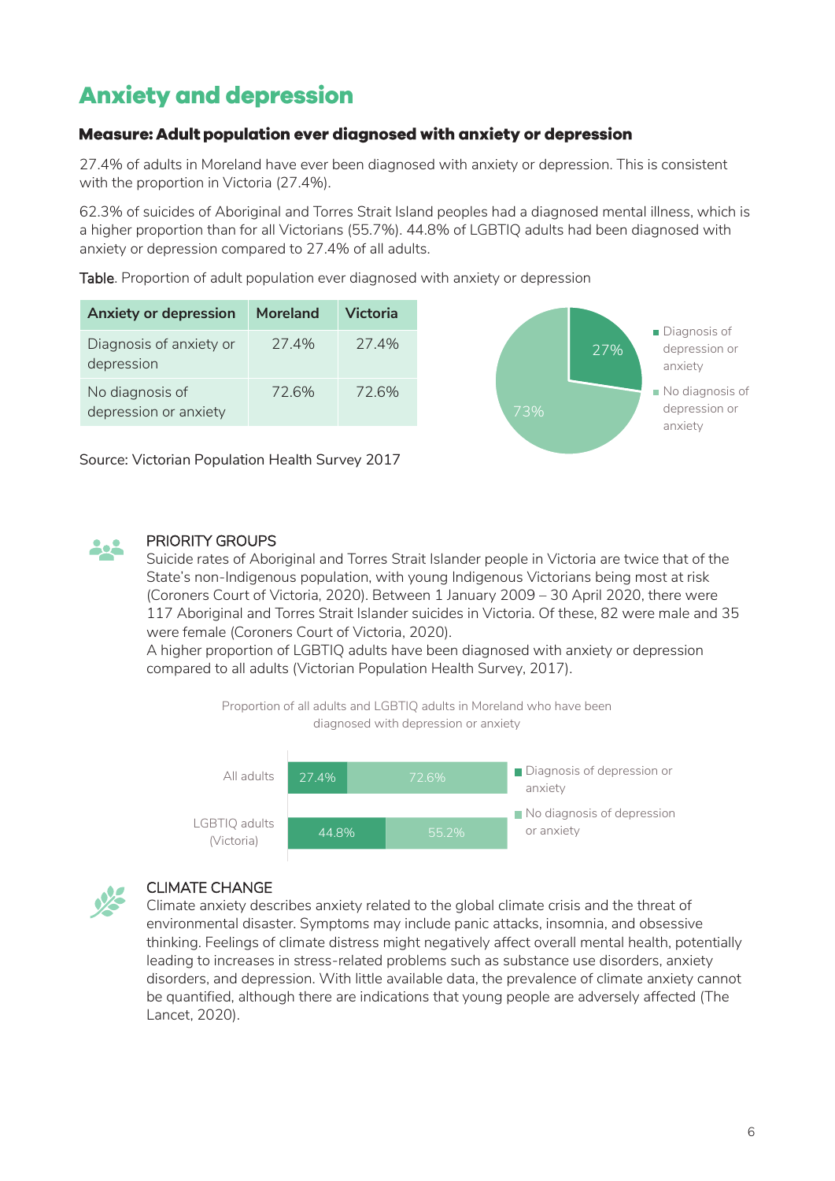# Anxiety and depression

### Measure: Adult population ever diagnosed with anxiety or depression

27.4% of adults in Moreland have ever been diagnosed with anxiety or depression. This is consistent with the proportion in Victoria (27.4%).

62.3% of suicides of Aboriginal and Torres Strait Island peoples had a diagnosed mental illness, which is a higher proportion than for all Victorians (55.7%). 44.8% of LGBTIQ adults had been diagnosed with anxiety or depression compared to 27.4% of all adults.

Table. Proportion of adult population ever diagnosed with anxiety or depression

| Anxiety or depression | Moreland | Victoria |
| --- | --- | --- |
| Diagnosis of anxiety or depression | 27.4% | 27.4% |
| No diagnosis of depression or anxiety | 72.6% | 72.6% |

Source: Victorian Population Health Survey 2017

27%
73%
Diagnosis of depression or anxiety
No diagnosis of depression or anxiety

PRIORITY GROUPS

Suicide rates of Aboriginal and Torres Strait Islander people in Victoria are twice that of the State's non-Indigenous population, with young Indigenous Victorians being most at risk (Coroners Court of Victoria, 2020). Between 1 January 2009 – 30 April 2020, there were 117 Aboriginal and Torres Strait Islander suicides in Victoria. Of these, 82 were male and 35 were female (Coroners Court of Victoria, 2020).

A higher proportion of LGBTIQ adults have been diagnosed with anxiety or depression compared to all adults (Victorian Population Health Survey, 2017).

Proportion of all adults and LGBTIQ adults in Moreland who have been diagnosed with depression or anxiety

All adults
27.4%
72.6%
LGBTIQ adults (Victoria)
44.8%
55.2%
Diagnosis of depression or anxiety
No diagnosis of depression or anxiety

CLIMATE CHANGE

Climate anxiety describes anxiety related to the global climate crisis and the threat of environmental disaster. Symptoms may include panic attacks, insomnia, and obsessive thinking. Feelings of climate distress might negatively affect overall mental health, potentially leading to increases in stress-related problems such as substance use disorders, anxiety disorders, and depression. With little available data, the prevalence of climate anxiety cannot be quantified, although there are indications that young people are adversely affected (The Lancet, 2020).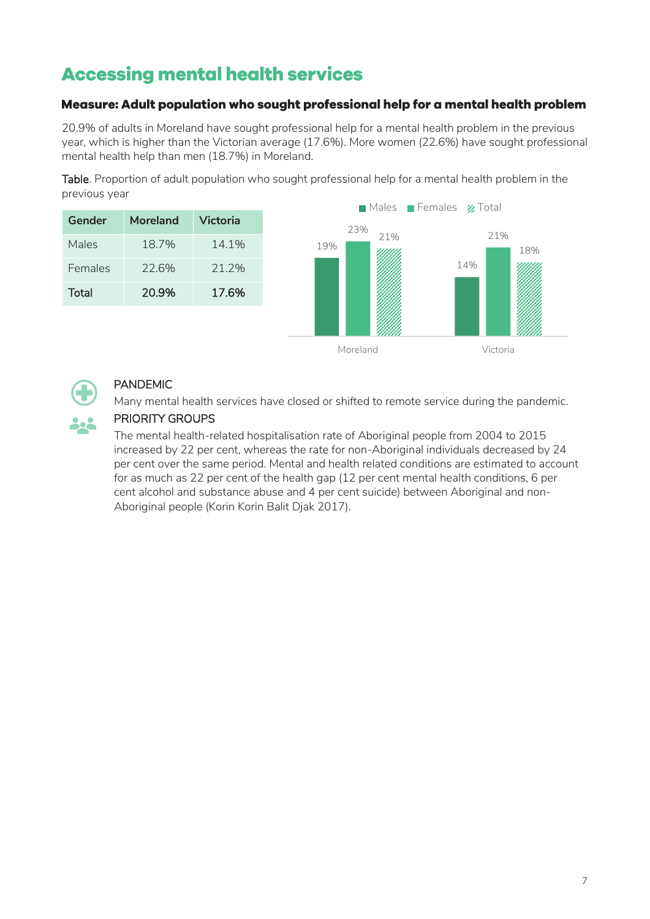# Accessing mental health services

### Measure: Adult population who sought professional help for a mental health problem

20.9% of adults in Moreland have sought professional help for a mental health problem in the previous year, which is higher than the Victorian average (17.6%). More women (22.6%) have sought professional mental health help than men (18.7%) in Moreland.

**Table**. Proportion of adult population who sought professional help for a mental health problem in the previous year

| Gender | Moreland | Victoria |
|---|---|---|
| Males | 18.7% | 14.1% |
| Females | 22.6% | 21.2% |
| **Total** | **20.9%** | **17.6%** |

Males Females Total

19% 23% 21%

14% 21% 18%

Moreland Victoria

PANDEMIC

Many mental health services have closed or shifted to remote service during the pandemic.

PRIORITY GROUPS

The mental health-related hospitalisation rate of Aboriginal people from 2004 to 2015 increased by 22 per cent, whereas the rate for non-Aboriginal individuals decreased by 24 per cent over the same period. Mental and health related conditions are estimated to account for as much as 22 per cent of the health gap (12 per cent mental health conditions, 6 per cent alcohol and substance abuse and 4 per cent suicide) between Aboriginal and non-Aboriginal people (Korin Korin Balit Djak 2017).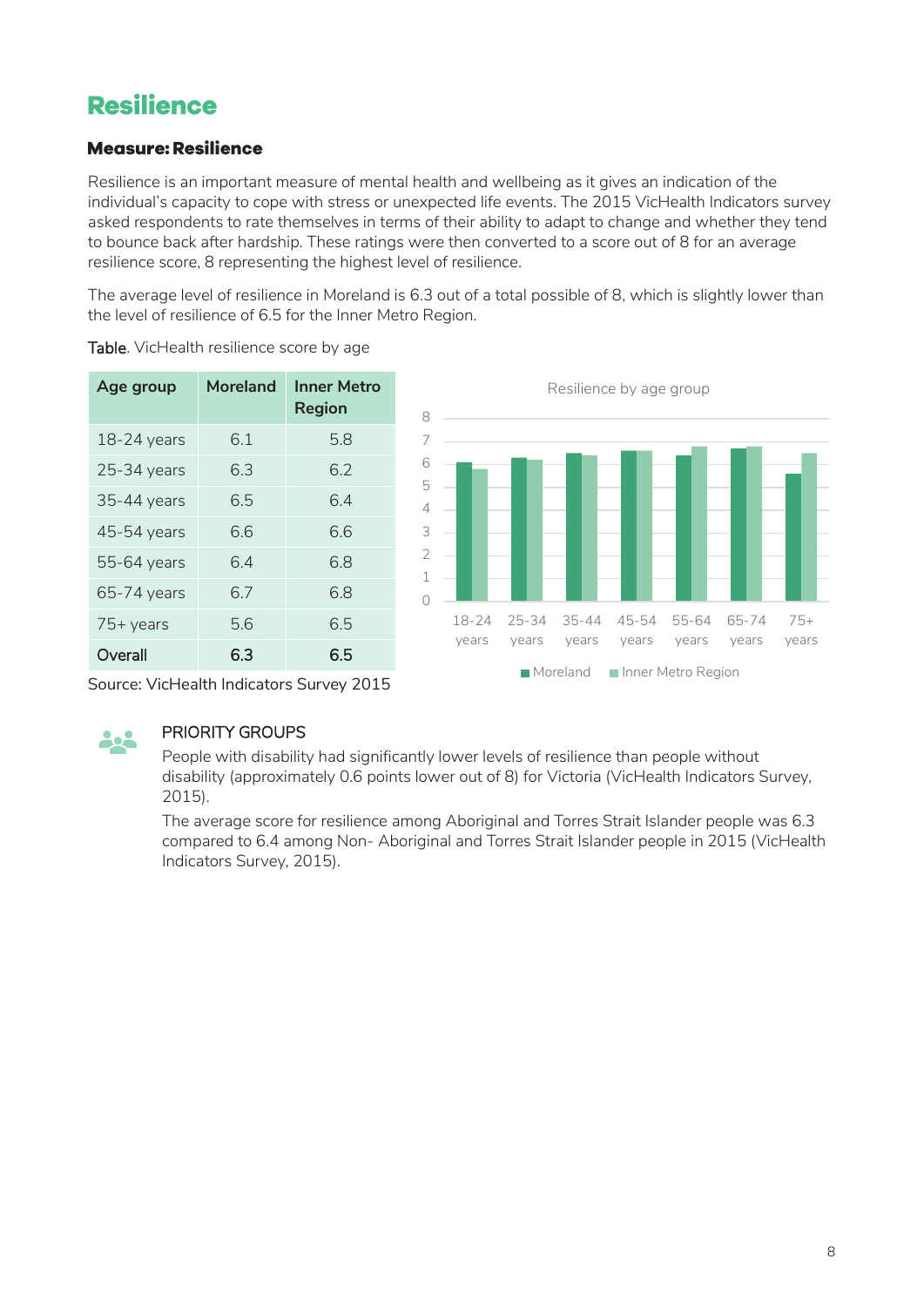# Resilience

### Measure: Resilience

Resilience is an important measure of mental health and wellbeing as it gives an indication of the individual's capacity to cope with stress or unexpected life events. The 2015 VicHealth Indicators survey asked respondents to rate themselves in terms of their ability to adapt to change and whether they tend to bounce back after hardship. These ratings were then converted to a score out of 8 for an average resilience score, 8 representing the highest level of resilience.

The average level of resilience in Moreland is 6.3 out of a total possible of 8, which is slightly lower than the level of resilience of 6.5 for the Inner Metro Region.

**Table**. VicHealth resilience score by age

| Age group | Moreland | Inner Metro Region |
|---|---|---|
| 18-24 years | 6.1 | 5.8 |
| 25-34 years | 6.3 | 6.2 |
| 35-44 years | 6.5 | 6.4 |
| 45-54 years | 6.6 | 6.6 |
| 55-64 years | 6.4 | 6.8 |
| 65-74 years | 6.7 | 6.8 |
| 75+ years | 5.6 | 6.5 |
| **Overall** | **6.3** | **6.5** |

Source: VicHealth Indicators Survey 2015

Resilience by age group

8
7
6
5
4
3
2
1
0

18-24 years
25-34 years
35-44 years
45-54 years
55-64 years
65-74 years
75+ years

Moreland
Inner Metro Region

### PRIORITY GROUPS

People with disability had significantly lower levels of resilience than people without disability (approximately 0.6 points lower out of 8) for Victoria (VicHealth Indicators Survey, 2015).

The average score for resilience among Aboriginal and Torres Strait Islander people was 6.3 compared to 6.4 among Non- Aboriginal and Torres Strait Islander people in 2015 (VicHealth Indicators Survey, 2015).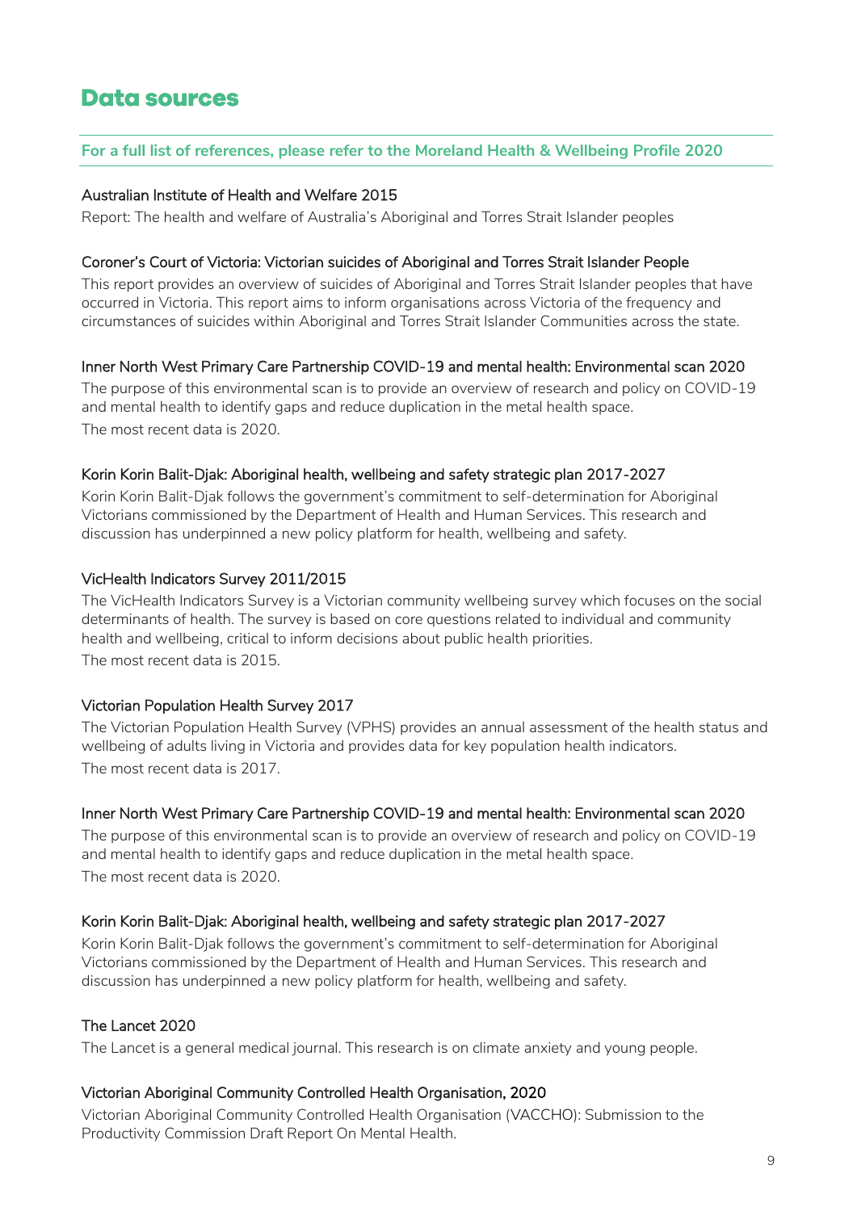# Data sources

**For a full list of references, please refer to the Moreland Health & Wellbeing Profile 2020**

### Australian Institute of Health and Welfare 2015

Report: The health and welfare of Australia's Aboriginal and Torres Strait Islander peoples

### Coroner's Court of Victoria: Victorian suicides of Aboriginal and Torres Strait Islander People

This report provides an overview of suicides of Aboriginal and Torres Strait Islander peoples that have occurred in Victoria. This report aims to inform organisations across Victoria of the frequency and circumstances of suicides within Aboriginal and Torres Strait Islander Communities across the state.

### Inner North West Primary Care Partnership COVID-19 and mental health: Environmental scan 2020

The purpose of this environmental scan is to provide an overview of research and policy on COVID-19 and mental health to identify gaps and reduce duplication in the metal health space.

The most recent data is 2020.

### Korin Korin Balit-Djak: Aboriginal health, wellbeing and safety strategic plan 2017-2027

Korin Korin Balit-Djak follows the government's commitment to self-determination for Aboriginal Victorians commissioned by the Department of Health and Human Services. This research and discussion has underpinned a new policy platform for health, wellbeing and safety.

### VicHealth Indicators Survey 2011/2015

The VicHealth Indicators Survey is a Victorian community wellbeing survey which focuses on the social determinants of health. The survey is based on core questions related to individual and community health and wellbeing, critical to inform decisions about public health priorities.

The most recent data is 2015.

### Victorian Population Health Survey 2017

The Victorian Population Health Survey (VPHS) provides an annual assessment of the health status and wellbeing of adults living in Victoria and provides data for key population health indicators.

The most recent data is 2017.

### Inner North West Primary Care Partnership COVID-19 and mental health: Environmental scan 2020

The purpose of this environmental scan is to provide an overview of research and policy on COVID-19 and mental health to identify gaps and reduce duplication in the metal health space.

The most recent data is 2020.

### Korin Korin Balit-Djak: Aboriginal health, wellbeing and safety strategic plan 2017-2027

Korin Korin Balit-Djak follows the government's commitment to self-determination for Aboriginal Victorians commissioned by the Department of Health and Human Services. This research and discussion has underpinned a new policy platform for health, wellbeing and safety.

### The Lancet 2020

The Lancet is a general medical journal. This research is on climate anxiety and young people.

### Victorian Aboriginal Community Controlled Health Organisation, 2020

Victorian Aboriginal Community Controlled Health Organisation (VACCHO): Submission to the Productivity Commission Draft Report On Mental Health.